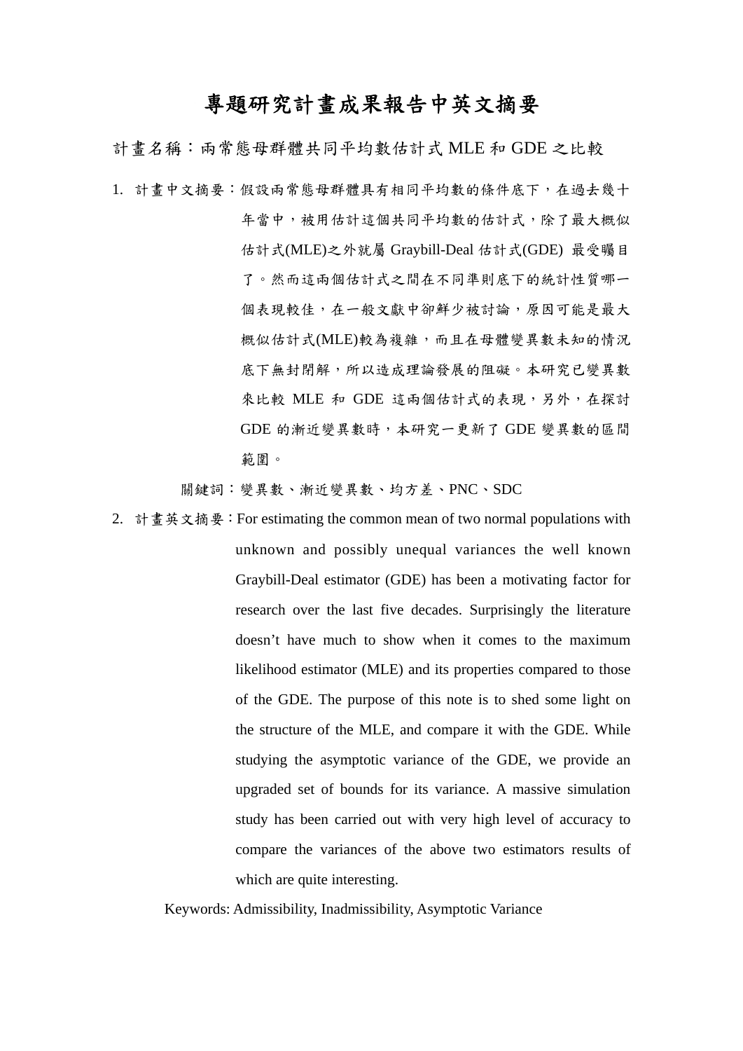# 專題研究計畫成果報告中英文摘要

計畫名稱：兩常態母群體共同平均數估計式 MLE 和 GDE 之比較

1. 計畫中文摘要：假設兩常態母群體具有相同平均數的條件底下，在過去幾十年當中，被用估計這個共同平均數的估計式，除了最大概似估計式(MLE)之外就屬 Graybill-Deal 估計式(GDE) 最受矚目了。然而這兩個估計式之間在不同準則底下的統計性質哪一個表現較佳，在一般文獻中卻鮮少被討論，原因可能是最大概似估計式(MLE)較為複雜，而且在母體變異數未知的情況底下無封閉解，所以造成理論發展的阻礙。本研究已變異數來比較 MLE 和 GDE 這兩個估計式的表現，另外，在探討 GDE 的漸近變異數時，本研究一更新了 GDE 變異數的區間範圍。

   關鍵詞：變異數、漸近變異數、均方差、PNC、SDC

2. 計畫英文摘要：For estimating the common mean of two normal populations with unknown and possibly unequal variances the well known Graybill-Deal estimator (GDE) has been a motivating factor for research over the last five decades. Surprisingly the literature doesn't have much to show when it comes to the maximum likelihood estimator (MLE) and its properties compared to those of the GDE. The purpose of this note is to shed some light on the structure of the MLE, and compare it with the GDE. While studying the asymptotic variance of the GDE, we provide an upgraded set of bounds for its variance. A massive simulation study has been carried out with very high level of accuracy to compare the variances of the above two estimators results of which are quite interesting.

   Keywords: Admissibility, Inadmissibility, Asymptotic Variance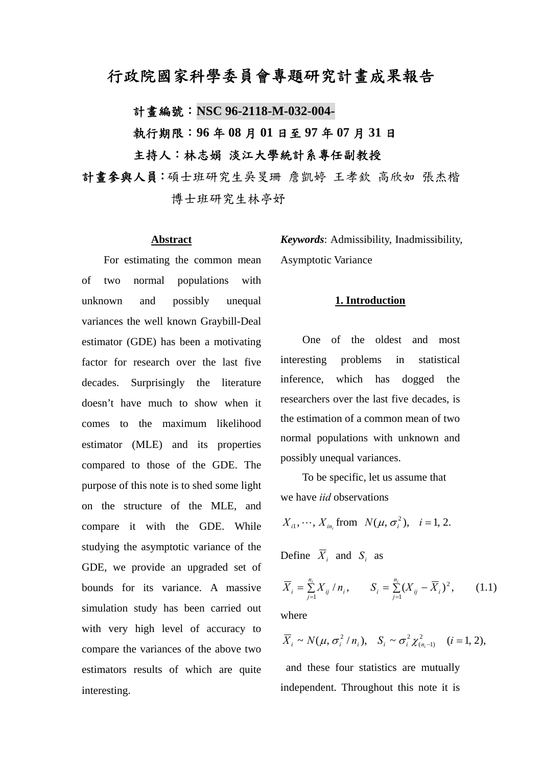# 行政院國家科學委員會專題研究計畫成果報告

**計畫編號：NSC 96-2118-M-032-004-**

**執行期限：96 年 08 月 01 日至 97 年 07 月 31 日**

**主持人：林志娟 淡江大學統計系專任副教授**

**計畫參與人員：**碩士班研究生吳旻珊 詹凱婷 王孝欽 高欣如 張杰楷

博士班研究生林亭妤

## Abstract

For estimating the common mean of two normal populations with unknown and possibly unequal variances the well known Graybill-Deal estimator (GDE) has been a motivating factor for research over the last five decades. Surprisingly the literature doesn't have much to show when it comes to the maximum likelihood estimator (MLE) and its properties compared to those of the GDE. The purpose of this note is to shed some light on the structure of the MLE, and compare it with the GDE. While studying the asymptotic variance of the GDE, we provide an upgraded set of bounds for its variance. A massive simulation study has been carried out with very high level of accuracy to compare the variances of the above two estimators results of which are quite interesting.

***Keywords***: Admissibility, Inadmissibility, Asymptotic Variance

## 1. Introduction

One of the oldest and most interesting problems in statistical inference, which has dogged the researchers over the last five decades, is the estimation of a common mean of two normal populations with unknown and possibly unequal variances.

To be specific, let us assume that we have *iid* observations

$X_{i1}, \cdots, X_{in_i}$ from $N(\mu, \sigma_i^2), \quad i = 1, 2.$

Define $\overline{X}_i$ and $S_i$ as

$$\overline{X}_i = \sum_{j=1}^{n_i} X_{ij} / n_i, \qquad S_i = \sum_{j=1}^{n_i} (X_{ij} - \overline{X}_i)^2, \qquad (1.1)$$

where

$$\overline{X}_i \sim N(\mu, \sigma_i^2 / n_i), \quad S_i \sim \sigma_i^2 \chi^2_{(n_i - 1)} \quad (i = 1, 2),$$

and these four statistics are mutually independent. Throughout this note it is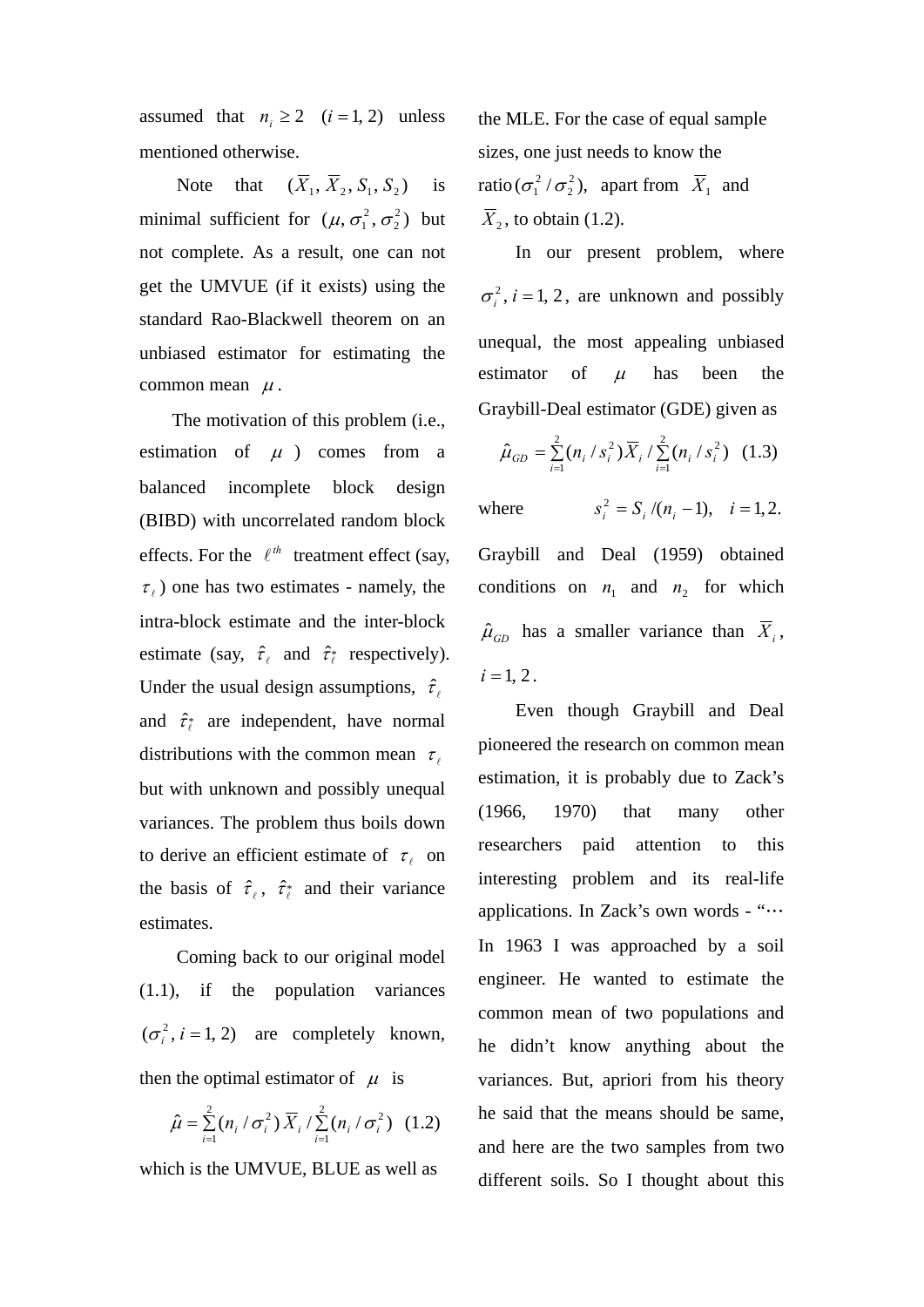assumed that $n_i \geq 2 \quad (i = 1, 2)$ unless mentioned otherwise.

Note that $(\overline{X}_1, \overline{X}_2, S_1, S_2)$ is minimal sufficient for $(\mu, \sigma_1^2, \sigma_2^2)$ but not complete. As a result, one can not get the UMVUE (if it exists) using the standard Rao-Blackwell theorem on an unbiased estimator for estimating the common mean $\mu$.

The motivation of this problem (i.e., estimation of $\mu$ ) comes from a balanced incomplete block design (BIBD) with uncorrelated random block effects. For the $\ell^{th}$ treatment effect (say, $\tau_\ell$) one has two estimates - namely, the intra-block estimate and the inter-block estimate (say, $\hat{\tau}_\ell$ and $\hat{\tau}_\ell^*$ respectively). Under the usual design assumptions, $\hat{\tau}_\ell$ and $\hat{\tau}_\ell^*$ are independent, have normal distributions with the common mean $\tau_\ell$ but with unknown and possibly unequal variances. The problem thus boils down to derive an efficient estimate of $\tau_\ell$ on the basis of $\hat{\tau}_\ell$, $\hat{\tau}_\ell^*$ and their variance estimates.

Coming back to our original model (1.1), if the population variances $(\sigma_i^2, i = 1, 2)$ are completely known, then the optimal estimator of $\mu$ is

$$\hat{\mu} = \sum_{i=1}^{2} (n_i / \sigma_i^2) \, \overline{X}_i \Big/ \sum_{i=1}^{2} (n_i / \sigma_i^2) \quad (1.2)$$

which is the UMVUE, BLUE as well as the MLE. For the case of equal sample sizes, one just needs to know the ratio $(\sigma_1^2 / \sigma_2^2)$, apart from $\overline{X}_1$ and $\overline{X}_2$, to obtain (1.2).

In our present problem, where $\sigma_i^2, i = 1, 2$, are unknown and possibly unequal, the most appealing unbiased estimator of $\mu$ has been the Graybill-Deal estimator (GDE) given as

$$\hat{\mu}_{GD} = \sum_{i=1}^{2} (n_i / s_i^2) \overline{X}_i \Big/ \sum_{i=1}^{2} (n_i / s_i^2) \quad (1.3)$$

where $s_i^2 = S_i / (n_i - 1), \quad i = 1, 2.$

Graybill and Deal (1959) obtained conditions on $n_1$ and $n_2$ for which $\hat{\mu}_{GD}$ has a smaller variance than $\overline{X}_i$, $i = 1, 2$.

Even though Graybill and Deal pioneered the research on common mean estimation, it is probably due to Zack's (1966, 1970) that many other researchers paid attention to this interesting problem and its real-life applications. In Zack's own words - "⋯ In 1963 I was approached by a soil engineer. He wanted to estimate the common mean of two populations and he didn't know anything about the variances. But, apriori from his theory he said that the means should be same, and here are the two samples from two different soils. So I thought about this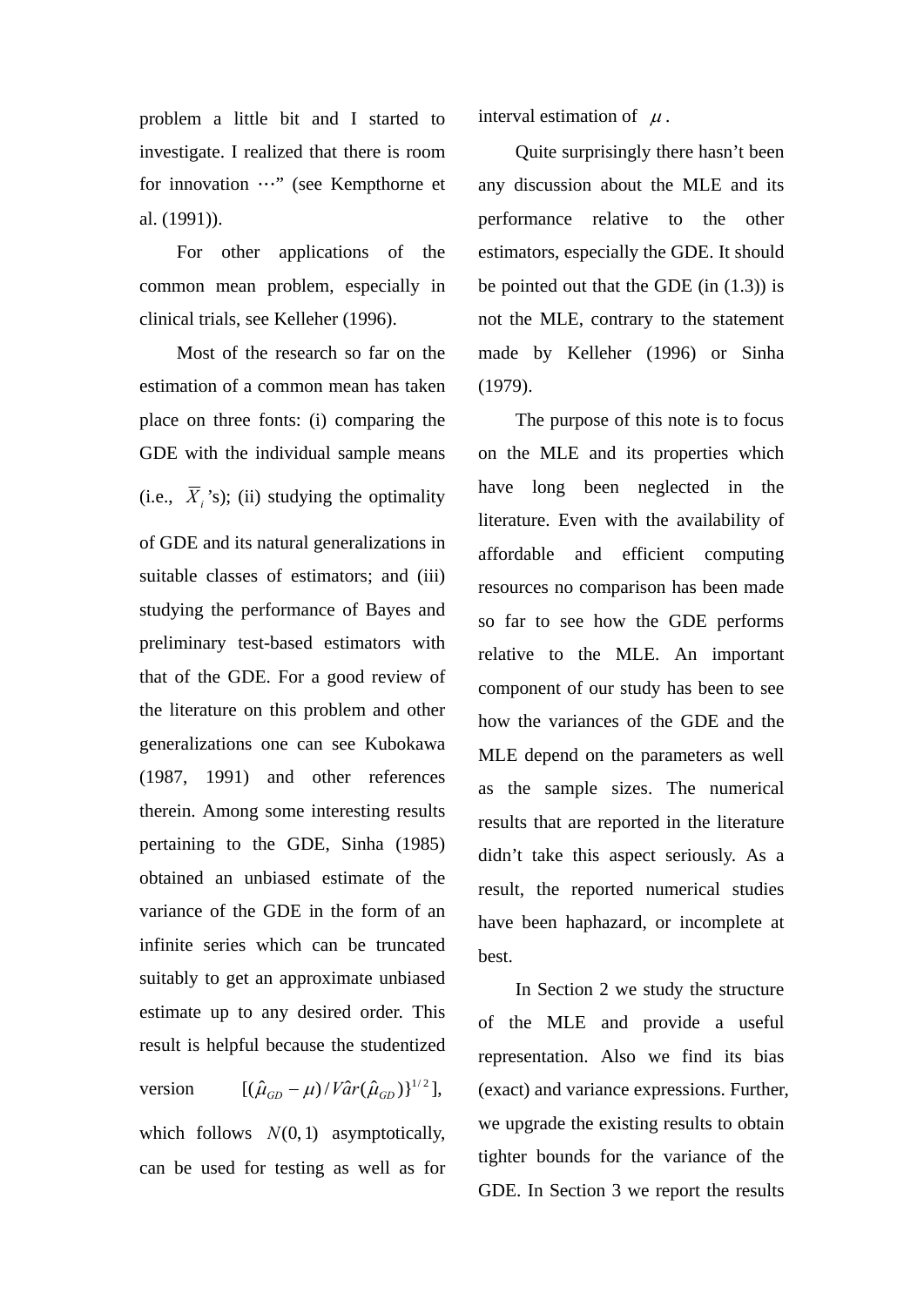problem a little bit and I started to investigate. I realized that there is room for innovation ⋯" (see Kempthorne et al. (1991)).

For other applications of the common mean problem, especially in clinical trials, see Kelleher (1996).

Most of the research so far on the estimation of a common mean has taken place on three fonts: (i) comparing the GDE with the individual sample means (i.e., $\overline{X}_i$'s); (ii) studying the optimality of GDE and its natural generalizations in suitable classes of estimators; and (iii) studying the performance of Bayes and preliminary test-based estimators with that of the GDE. For a good review of the literature on this problem and other generalizations one can see Kubokawa (1987, 1991) and other references therein. Among some interesting results pertaining to the GDE, Sinha (1985) obtained an unbiased estimate of the variance of the GDE in the form of an infinite series which can be truncated suitably to get an approximate unbiased estimate up to any desired order. This result is helpful because the studentized version $[(\hat{\mu}_{GD} - \mu)/\hat{Var}(\hat{\mu}_{GD})\}^{1/2}]$, which follows $N(0,1)$ asymptotically, can be used for testing as well as for interval estimation of $\mu$.

Quite surprisingly there hasn't been any discussion about the MLE and its performance relative to the other estimators, especially the GDE. It should be pointed out that the GDE (in (1.3)) is not the MLE, contrary to the statement made by Kelleher (1996) or Sinha (1979).

The purpose of this note is to focus on the MLE and its properties which have long been neglected in the literature. Even with the availability of affordable and efficient computing resources no comparison has been made so far to see how the GDE performs relative to the MLE. An important component of our study has been to see how the variances of the GDE and the MLE depend on the parameters as well as the sample sizes. The numerical results that are reported in the literature didn't take this aspect seriously. As a result, the reported numerical studies have been haphazard, or incomplete at best.

In Section 2 we study the structure of the MLE and provide a useful representation. Also we find its bias (exact) and variance expressions. Further, we upgrade the existing results to obtain tighter bounds for the variance of the GDE. In Section 3 we report the results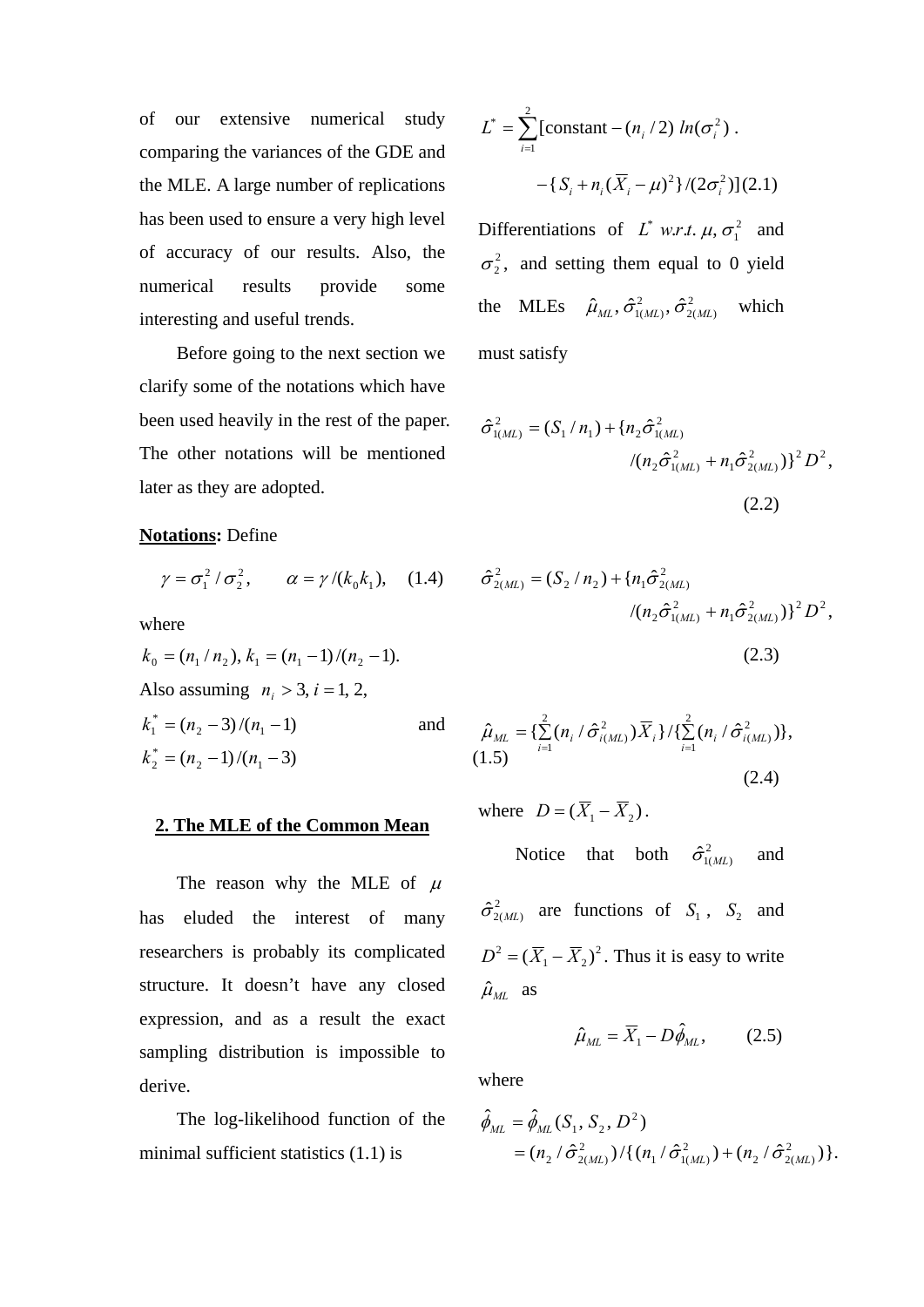of our extensive numerical study comparing the variances of the GDE and the MLE. A large number of replications has been used to ensure a very high level of accuracy of our results. Also, the numerical results provide some interesting and useful trends.

Before going to the next section we clarify some of the notations which have been used heavily in the rest of the paper. The other notations will be mentioned later as they are adopted.

**Notations:** Define

$$\gamma = \sigma_1^2 / \sigma_2^2, \qquad \alpha = \gamma / (k_0 k_1), \quad (1.4)$$

where

$k_0 = (n_1 / n_2),\ k_1 = (n_1 - 1)/(n_2 - 1).$

Also assuming $n_i > 3, i = 1, 2,$

$k_1^* = (n_2 - 3)/(n_1 - 1)$ and $k_2^* = (n_2 - 1)/(n_1 - 3)$ (1.5)

## 2. The MLE of the Common Mean

The reason why the MLE of $\mu$ has eluded the interest of many researchers is probably its complicated structure. It doesn't have any closed expression, and as a result the exact sampling distribution is impossible to derive.

The log-likelihood function of the minimal sufficient statistics (1.1) is

$$L^* = \sum_{i=1}^{2} [\text{constant} - (n_i / 2)\ ln(\sigma_i^2)\ . \\ - \{ S_i + n_i (\overline{X}_i - \mu)^2 \} / (2\sigma_i^2)] \quad (2.1)$$

Differentiations of $L^*$ *w.r.t.* $\mu, \sigma_1^2$ and $\sigma_2^2$, and setting them equal to 0 yield the MLEs $\hat{\mu}_{ML}, \hat{\sigma}_{1(ML)}^2, \hat{\sigma}_{2(ML)}^2$ which must satisfy

$$\hat{\sigma}_{1(ML)}^2 = (S_1 / n_1) + \{ n_2 \hat{\sigma}_{1(ML)}^2 / (n_2 \hat{\sigma}_{1(ML)}^2 + n_1 \hat{\sigma}_{2(ML)}^2) \}^2 D^2, \quad (2.2)$$

$$\hat{\sigma}_{2(ML)}^2 = (S_2 / n_2) + \{ n_1 \hat{\sigma}_{2(ML)}^2 / (n_2 \hat{\sigma}_{1(ML)}^2 + n_1 \hat{\sigma}_{2(ML)}^2) \}^2 D^2, \quad (2.3)$$

$$\hat{\mu}_{ML} = \{ \sum_{i=1}^{2} (n_i / \hat{\sigma}_{i(ML)}^2) \overline{X}_i \} / \{ \sum_{i=1}^{2} (n_i / \hat{\sigma}_{i(ML)}^2) \}, \quad (2.4)$$

where $D = (\overline{X}_1 - \overline{X}_2)$.

Notice that both $\hat{\sigma}_{1(ML)}^2$ and $\hat{\sigma}_{2(ML)}^2$ are functions of $S_1$, $S_2$ and $D^2 = (\overline{X}_1 - \overline{X}_2)^2$. Thus it is easy to write $\hat{\mu}_{ML}$ as

$$\hat{\mu}_{ML} = \overline{X}_1 - D\hat{\phi}_{ML}, \qquad (2.5)$$

where

$$\hat{\phi}_{ML} = \hat{\phi}_{ML}(S_1, S_2, D^2) \\ = (n_2 / \hat{\sigma}_{2(ML)}^2) / \{ (n_1 / \hat{\sigma}_{1(ML)}^2) + (n_2 / \hat{\sigma}_{2(ML)}^2) \}.$$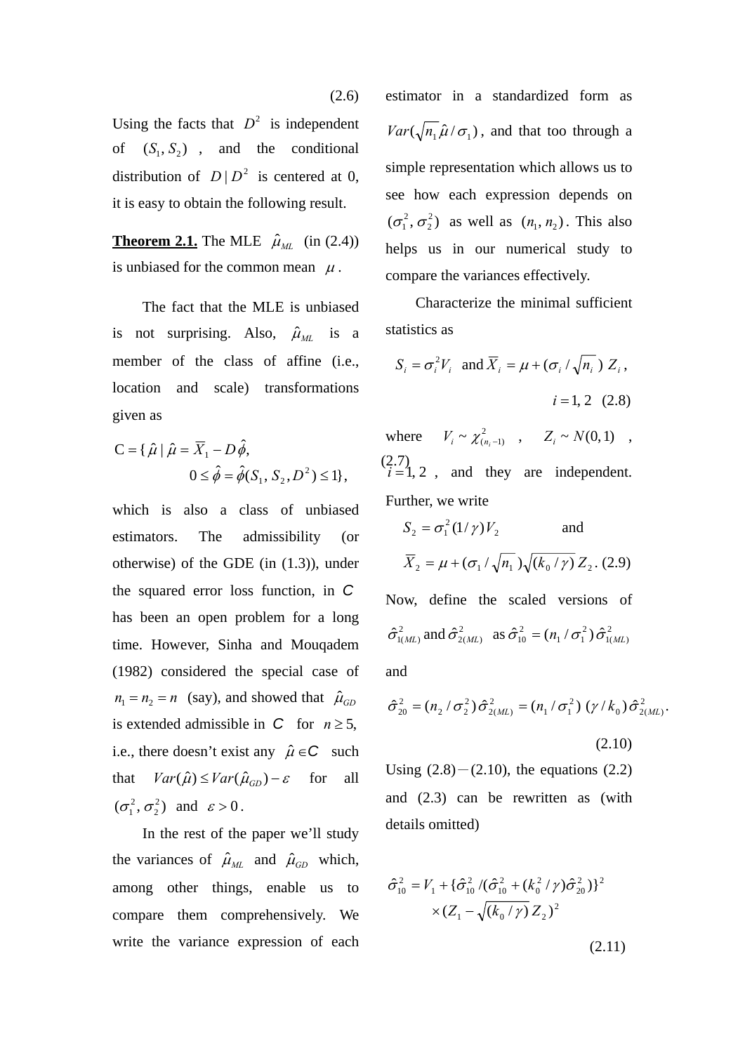(2.6)

Using the facts that $D^2$ is independent of $(S_1, S_2)$, and the conditional distribution of $D \mid D^2$ is centered at 0, it is easy to obtain the following result.

**Theorem 2.1.** The MLE $\hat{\mu}_{ML}$ (in (2.4)) is unbiased for the common mean $\mu$.

The fact that the MLE is unbiased is not surprising. Also, $\hat{\mu}_{ML}$ is a member of the class of affine (i.e., location and scale) transformations given as

$$C = \{\hat{\mu} \mid \hat{\mu} = \overline{X}_1 - D\hat{\phi}, \quad 0 \le \hat{\phi} = \hat{\phi}(S_1, S_2, D^2) \le 1\}, \tag{2.7}$$

which is also a class of unbiased estimators. The admissibility (or otherwise) of the GDE (in (1.3)), under the squared error loss function, in $C$ has been an open problem for a long time. However, Sinha and Mouqadem (1982) considered the special case of $n_1 = n_2 = n$ (say), and showed that $\hat{\mu}_{GD}$ is extended admissible in $C$ for $n \ge 5$, i.e., there doesn't exist any $\hat{\mu} \in C$ such that $Var(\hat{\mu}) \le Var(\hat{\mu}_{GD}) - \varepsilon$ for all $(\sigma_1^2, \sigma_2^2)$ and $\varepsilon > 0$.

In the rest of the paper we'll study the variances of $\hat{\mu}_{ML}$ and $\hat{\mu}_{GD}$ which, among other things, enable us to compare them comprehensively. We write the variance expression of each estimator in a standardized form as $Var(\sqrt{n_1}\hat{\mu}/\sigma_1)$, and that too through a simple representation which allows us to see how each expression depends on $(\sigma_1^2, \sigma_2^2)$ as well as $(n_1, n_2)$. This also helps us in our numerical study to compare the variances effectively.

Characterize the minimal sufficient statistics as

$$S_i = \sigma_i^2 V_i \quad \text{and} \quad \overline{X}_i = \mu + (\sigma_i / \sqrt{n_i})\, Z_i, \quad i = 1, 2 \tag{2.8}$$

where $V_i \sim \chi^2_{(n_i - 1)}$, $Z_i \sim N(0,1)$, $i = 1, 2$, and they are independent. Further, we write

$$S_2 = \sigma_1^2 (1/\gamma) V_2 \quad \text{and} \quad \overline{X}_2 = \mu + (\sigma_1 / \sqrt{n_1})\sqrt{(k_0/\gamma)}\, Z_2. \tag{2.9}$$

Now, define the scaled versions of $\hat{\sigma}^2_{1(ML)}$ and $\hat{\sigma}^2_{2(ML)}$ as $\hat{\sigma}^2_{10} = (n_1/\sigma_1^2)\,\hat{\sigma}^2_{1(ML)}$ and

$$\hat{\sigma}^2_{20} = (n_2/\sigma_2^2)\,\hat{\sigma}^2_{2(ML)} = (n_1/\sigma_1^2)\,(\gamma/k_0)\,\hat{\sigma}^2_{2(ML)}. \tag{2.10}$$

Using (2.8)－(2.10), the equations (2.2) and (2.3) can be rewritten as (with details omitted)

$$\hat{\sigma}^2_{10} = V_1 + \{\hat{\sigma}^2_{10} / (\hat{\sigma}^2_{10} + (k_0^2/\gamma)\hat{\sigma}^2_{20})\}^2 \times (Z_1 - \sqrt{(k_0/\gamma)}\, Z_2)^2 \tag{2.11}$$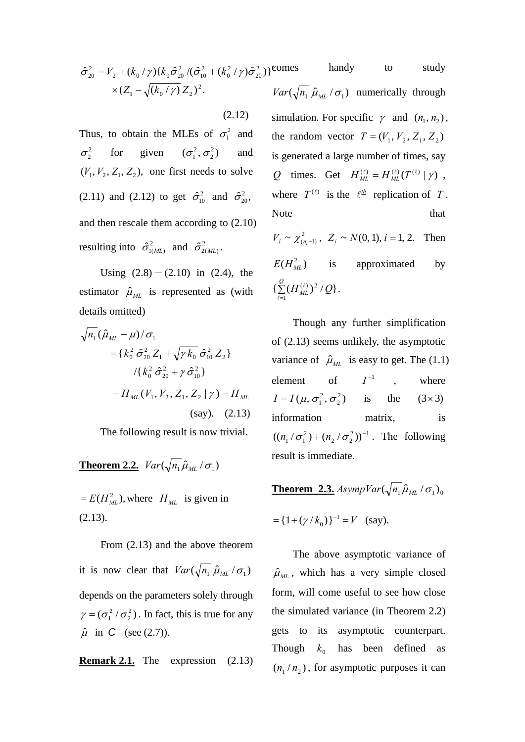$$\hat{\sigma}^2_{20} = V_2 + (k_0/\gamma)\{k_0 \hat{\sigma}^2_{20} / (\hat{\sigma}^2_{10} + (k_0^2/\gamma)\hat{\sigma}^2_{20})\}^2 \times (Z_1 - \sqrt{(k_0/\gamma)}\, Z_2)^2 .$$

(2.12)

Thus, to obtain the MLEs of $\sigma_1^2$ and $\sigma_2^2$ for given $(\sigma_1^2, \sigma_2^2)$ and $(V_1, V_2, Z_1, Z_2)$, one first needs to solve (2.11) and (2.12) to get $\hat{\sigma}^2_{10}$ and $\hat{\sigma}^2_{20}$, and then rescale them according to (2.10) resulting into $\hat{\sigma}^2_{1(ML)}$ and $\hat{\sigma}^2_{2(ML)}$.

Using (2.8) – (2.10) in (2.4), the estimator $\hat{\mu}_{ML}$ is represented as (with details omitted)

$$\begin{aligned}
\sqrt{n_1}(\hat{\mu}_{ML} - \mu)/\sigma_1 &= \{k_0^2\, \hat{\sigma}^2_{20}\, Z_1 + \sqrt{\gamma\, k_0}\, \hat{\sigma}^2_{10}\, Z_2\} \\
&\quad /\{k_0^2\, \hat{\sigma}^2_{20} + \gamma\, \hat{\sigma}^2_{10}\} \\
&= H_{ML}(V_1, V_2, Z_1, Z_2 \mid \gamma) = H_{ML} \quad \text{(say).} \quad (2.13)
\end{aligned}$$

The following result is now trivial.

**Theorem 2.2.** $Var(\sqrt{n_1}\hat{\mu}_{ML}/\sigma_1) = E(H^2_{ML})$, where $H_{ML}$ is given in (2.13).

From (2.13) and the above theorem it is now clear that $Var(\sqrt{n_1}\,\hat{\mu}_{ML}/\sigma_1)$ depends on the parameters solely through $\gamma = (\sigma_1^2/\sigma_2^2)$. In fact, this is true for any $\hat{\mu}$ in $\mathcal{C}$ (see (2.7)).

**Remark 2.1.** The expression (2.13) comes handy to study $Var(\sqrt{n_1}\,\hat{\mu}_{ML}/\sigma_1)$ numerically through simulation. For specific $\gamma$ and $(n_1, n_2)$, the random vector $T = (V_1, V_2, Z_1, Z_2)$ is generated a large number of times, say $Q$ times. Get $H^{(\ell)}_{ML} = H^{(\ell)}_{ML}(T^{(\ell)} \mid \gamma)$, where $T^{(\ell)}$ is the $\ell^{\underline{th}}$ replication of $T$. Note that $V_i \sim \chi^2_{(n_i - 1)}$, $Z_i \sim N(0,1), i = 1, 2$. Then $E(H^2_{ML})$ is approximated by $\{\sum_{\ell=1}^{Q}(H^{(\ell)}_{ML})^2/Q\}$.

Though any further simplification of (2.13) seems unlikely, the asymptotic variance of $\hat{\mu}_{ML}$ is easy to get. The (1.1) element of $I^{-1}$, where $I = I(\mu, \sigma_1^2, \sigma_2^2)$ is the $(3\times 3)$ information matrix, is $((n_1/\sigma_1^2) + (n_2/\sigma_2^2))^{-1}$. The following result is immediate.

**Theorem 2.3.** $AsympVar(\sqrt{n_1}\hat{\mu}_{ML}/\sigma_1)_0 = \{1 + (\gamma/k_0)\}^{-1} = V$ (say).

The above asymptotic variance of $\hat{\mu}_{ML}$, which has a very simple closed form, will come useful to see how close the simulated variance (in Theorem 2.2) gets to its asymptotic counterpart. Though $k_0$ has been defined as $(n_1/n_2)$, for asymptotic purposes it can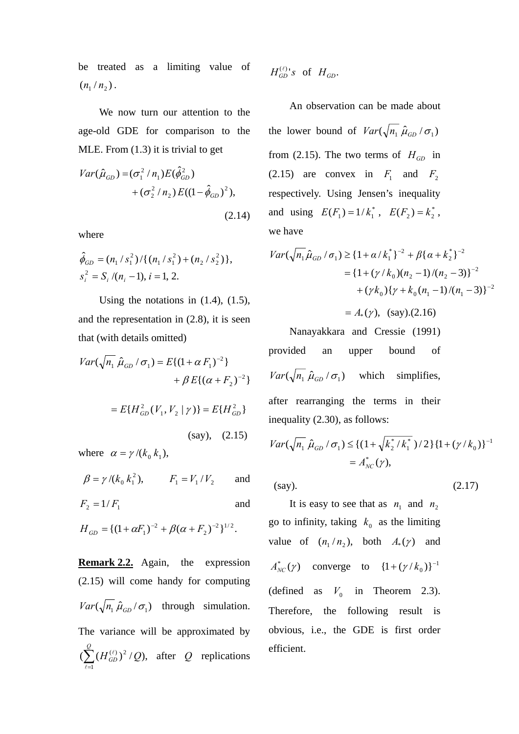be treated as a limiting value of $(n_1/n_2)$.

We now turn our attention to the age-old GDE for comparison to the MLE. From (1.3) it is trivial to get

$$Var(\hat{\mu}_{GD}) = (\sigma_1^2/n_1)E(\hat{\phi}_{GD}^2) + (\sigma_2^2/n_2)\,E((1-\hat{\phi}_{GD})^2), \tag{2.14}$$

where

$$\hat{\phi}_{GD} = (n_1/s_1^2)/\{(n_1/s_1^2)+(n_2/s_2^2)\},$$
$$s_i^2 = S_i/(n_i - 1),\ i = 1,\ 2.$$

Using the notations in (1.4), (1.5), and the representation in (2.8), it is seen that (with details omitted)

$$Var(\sqrt{n_1}\,\hat{\mu}_{GD}/\sigma_1) = E\{(1+\alpha F_1)^{-2}\} + \beta\, E\{(\alpha + F_2)^{-2}\}$$
$$= E\{H_{GD}^2(V_1, V_2 \mid \gamma)\} = E\{H_{GD}^2\} \quad \text{(say)}, \tag{2.15}$$

where $\alpha = \gamma/(k_0\, k_1)$, $\beta = \gamma/(k_0\, k_1^2)$, $F_1 = V_1/V_2$ and $F_2 = 1/F_1$ and $H_{GD} = \{(1+\alpha F_1)^{-2} + \beta(\alpha + F_2)^{-2}\}^{1/2}$.

**Remark 2.2.** Again, the expression (2.15) will come handy for computing $Var(\sqrt{n_1}\,\hat{\mu}_{GD}/\sigma_1)$ through simulation. The variance will be approximated by $(\sum_{\ell=1}^{Q}(H_{GD}^{(\ell)})^2/Q)$, after $Q$ replications $H_{GD}^{(\ell)}$'s of $H_{GD}$.

An observation can be made about the lower bound of $Var(\sqrt{n_1}\,\hat{\mu}_{GD}/\sigma_1)$ from (2.15). The two terms of $H_{GD}$ in (2.15) are convex in $F_1$ and $F_2$ respectively. Using Jensen's inequality and using $E(F_1) = 1/k_1^*$, $E(F_2) = k_2^*$, we have

$$\begin{aligned} Var(\sqrt{n_1}\hat{\mu}_{GD}/\sigma_1) &\ge \{1+\alpha/k_1^*\}^{-2} + \beta\{\alpha + k_2^*\}^{-2} \\ &= \{1+(\gamma/k_0)(n_2-1)/(n_2-3)\}^{-2} \\ &\quad + (\gamma k_0)\{\gamma + k_0(n_1-1)/(n_1-3)\}^{-2} \\ &= A_*(\gamma), \quad \text{(say)}. \end{aligned} \tag{2.16}$$

Nanayakkara and Cressie (1991) provided an upper bound of $Var(\sqrt{n_1}\,\hat{\mu}_{GD}/\sigma_1)$ which simplifies, after rearranging the terms in their inequality (2.30), as follows:

$$\begin{aligned} Var(\sqrt{n_1}\,\hat{\mu}_{GD}/\sigma_1) &\le \{(1+\sqrt{k_2^*/k_1^*})/2\}\{1+(\gamma/k_0)\}^{-1} \\ &= A_{NC}^*(\gamma), \end{aligned}$$

(say). (2.17)

It is easy to see that as $n_1$ and $n_2$ go to infinity, taking $k_0$ as the limiting value of $(n_1/n_2)$, both $A_*(\gamma)$ and $A_{NC}^*(\gamma)$ converge to $\{1+(\gamma/k_0)\}^{-1}$ (defined as $V_0$ in Theorem 2.3). Therefore, the following result is obvious, i.e., the GDE is first order efficient.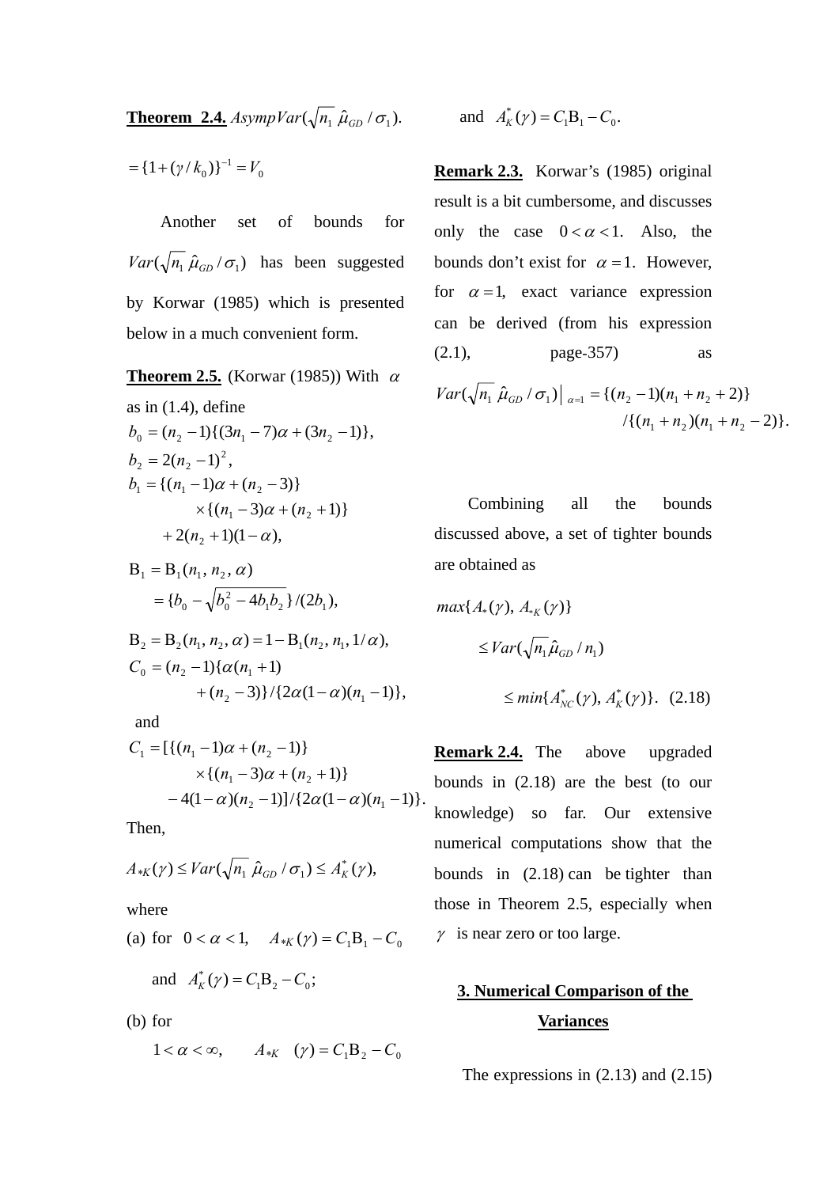**Theorem 2.4.** $AsympVar(\sqrt{n_1}\,\hat{\mu}_{GD}/\sigma_1)$.

$$= \{1+(\gamma/k_0)\}^{-1} = V_0$$

Another set of bounds for $Var(\sqrt{n_1}\,\hat{\mu}_{GD}/\sigma_1)$ has been suggested by Korwar (1985) which is presented below in a much convenient form.

**Theorem 2.5.** (Korwar (1985)) With $\alpha$ as in (1.4), define

$$b_0 = (n_2-1)\{(3n_1-7)\alpha+(3n_2-1)\},$$
$$b_2 = 2(n_2-1)^2,$$
$$b_1 = \{(n_1-1)\alpha+(n_2-3)\} \times\{(n_1-3)\alpha+(n_2+1)\} + 2(n_2+1)(1-\alpha),$$

$$\mathrm{B}_1 = \mathrm{B}_1(n_1, n_2, \alpha) = \{b_0 - \sqrt{b_0^2-4b_1b_2}\}/(2b_1),$$

$$\mathrm{B}_2 = \mathrm{B}_2(n_1, n_2, \alpha) = 1-\mathrm{B}_1(n_2, n_1, 1/\alpha),$$
$$C_0 = (n_2-1)\{\alpha(n_1+1) + (n_2-3)\}/\{2\alpha(1-\alpha)(n_1-1)\},$$

and

$$C_1 = [\{(n_1-1)\alpha+(n_2-1)\} \times\{(n_1-3)\alpha+(n_2+1)\} - 4(1-\alpha)(n_2-1)]/\{2\alpha(1-\alpha)(n_1-1)\}.$$

Then,

$$A_{*K}(\gamma) \le Var(\sqrt{n_1}\,\hat{\mu}_{GD}/\sigma_1) \le A_K^*(\gamma),$$

where

(a) for $0<\alpha<1$, $\quad A_{*K}(\gamma) = C_1\mathrm{B}_1 - C_0$ and $A_K^*(\gamma) = C_1\mathrm{B}_2 - C_0$;

(b) for $1<\alpha<\infty$, $\quad A_{*K}(\gamma) = C_1\mathrm{B}_2 - C_0$ and $A_K^*(\gamma) = C_1\mathrm{B}_1 - C_0$.

**Remark 2.3.** Korwar's (1985) original result is a bit cumbersome, and discusses only the case $0<\alpha<1$. Also, the bounds don't exist for $\alpha=1$. However, for $\alpha=1$, exact variance expression can be derived (from his expression (2.1), page-357) as

$$Var(\sqrt{n_1}\,\hat{\mu}_{GD}/\sigma_1)\big|_{\alpha=1} = \{(n_2-1)(n_1+n_2+2)\} /\{(n_1+n_2)(n_1+n_2-2)\}.$$

Combining all the bounds discussed above, a set of tighter bounds are obtained as

$$max\{A_*(\gamma),\, A_{*K}(\gamma)\} \le Var(\sqrt{n_1}\hat{\mu}_{GD}/n_1) \le min\{A_{NC}^*(\gamma),\, A_K^*(\gamma)\}. \quad (2.18)$$

**Remark 2.4.** The above upgraded bounds in (2.18) are the best (to our knowledge) so far. Our extensive numerical computations show that the bounds in (2.18) can be tighter than those in Theorem 2.5, especially when $\gamma$ is near zero or too large.

## 3. Numerical Comparison of the Variances

The expressions in (2.13) and (2.15)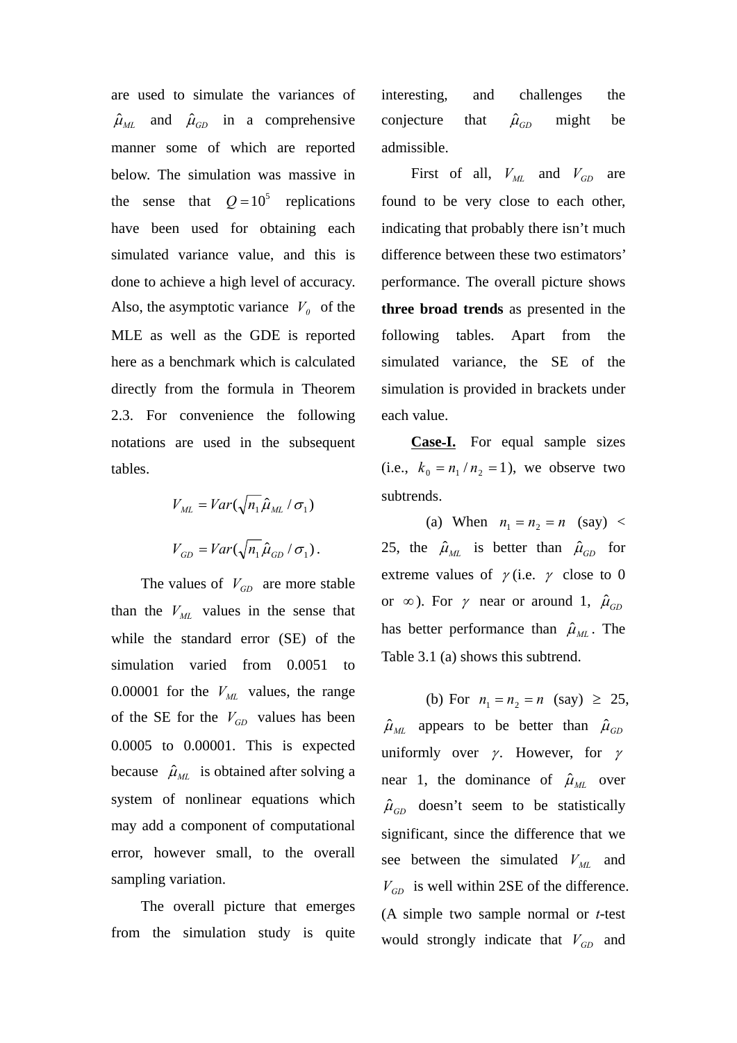are used to simulate the variances of $\hat{\mu}_{ML}$ and $\hat{\mu}_{GD}$ in a comprehensive manner some of which are reported below. The simulation was massive in the sense that $Q = 10^5$ replications have been used for obtaining each simulated variance value, and this is done to achieve a high level of accuracy. Also, the asymptotic variance $V_0$ of the MLE as well as the GDE is reported here as a benchmark which is calculated directly from the formula in Theorem 2.3. For convenience the following notations are used in the subsequent tables.

$$V_{ML} = Var(\sqrt{n_1}\hat{\mu}_{ML} / \sigma_1)$$

$$V_{GD} = Var(\sqrt{n_1}\hat{\mu}_{GD} / \sigma_1).$$

The values of $V_{GD}$ are more stable than the $V_{ML}$ values in the sense that while the standard error (SE) of the simulation varied from 0.0051 to 0.00001 for the $V_{ML}$ values, the range of the SE for the $V_{GD}$ values has been 0.0005 to 0.00001. This is expected because $\hat{\mu}_{ML}$ is obtained after solving a system of nonlinear equations which may add a component of computational error, however small, to the overall sampling variation.

The overall picture that emerges from the simulation study is quite interesting, and challenges the conjecture that $\hat{\mu}_{GD}$ might be admissible.

First of all, $V_{ML}$ and $V_{GD}$ are found to be very close to each other, indicating that probably there isn't much difference between these two estimators' performance. The overall picture shows **three broad trends** as presented in the following tables. Apart from the simulated variance, the SE of the simulation is provided in brackets under each value.

**Case-I.** For equal sample sizes (i.e., $k_0 = n_1 / n_2 = 1$), we observe two subtrends.

(a) When $n_1 = n_2 = n$ (say) < 25, the $\hat{\mu}_{ML}$ is better than $\hat{\mu}_{GD}$ for extreme values of $\gamma$ (i.e. $\gamma$ close to 0 or $\infty$). For $\gamma$ near or around 1, $\hat{\mu}_{GD}$ has better performance than $\hat{\mu}_{ML}$. The Table 3.1 (a) shows this subtrend.

(b) For $n_1 = n_2 = n$ (say) $\geq$ 25, $\hat{\mu}_{ML}$ appears to be better than $\hat{\mu}_{GD}$ uniformly over $\gamma$. However, for $\gamma$ near 1, the dominance of $\hat{\mu}_{ML}$ over $\hat{\mu}_{GD}$ doesn't seem to be statistically significant, since the difference that we see between the simulated $V_{ML}$ and $V_{GD}$ is well within 2SE of the difference. (A simple two sample normal or *t*-test would strongly indicate that $V_{GD}$ and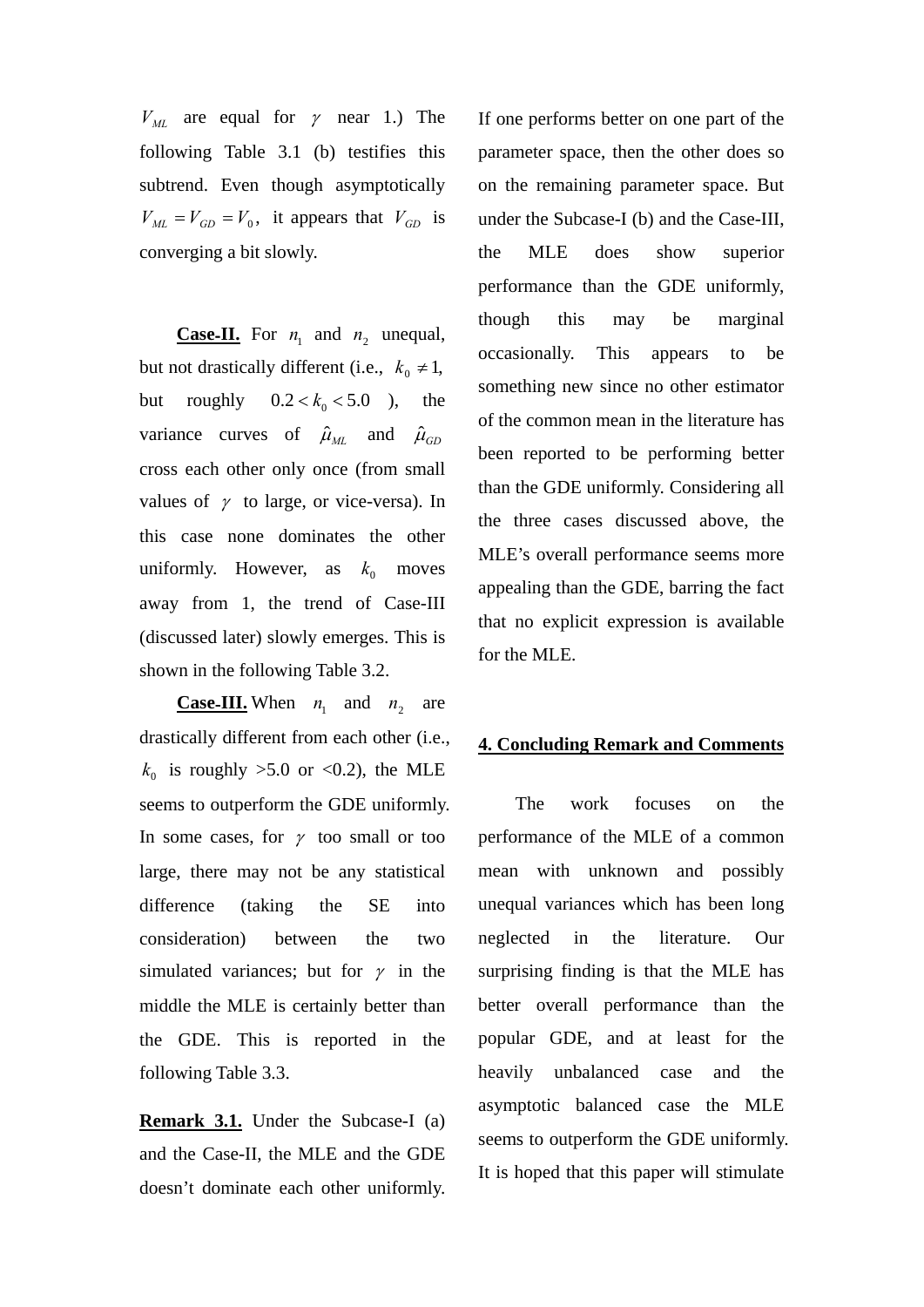$V_{ML}$ are equal for $\gamma$ near 1.) The following Table 3.1 (b) testifies this subtrend. Even though asymptotically $V_{ML} = V_{GD} = V_0$, it appears that $V_{GD}$ is converging a bit slowly.

**Case-II.** For $n_1$ and $n_2$ unequal, but not drastically different (i.e., $k_0 \neq 1$, but roughly $0.2 < k_0 < 5.0$ ), the variance curves of $\hat{\mu}_{ML}$ and $\hat{\mu}_{GD}$ cross each other only once (from small values of $\gamma$ to large, or vice-versa). In this case none dominates the other uniformly. However, as $k_0$ moves away from 1, the trend of Case-III (discussed later) slowly emerges. This is shown in the following Table 3.2.

**Case-III.** When $n_1$ and $n_2$ are drastically different from each other (i.e., $k_0$ is roughly >5.0 or <0.2), the MLE seems to outperform the GDE uniformly. In some cases, for $\gamma$ too small or too large, there may not be any statistical difference (taking the SE into consideration) between the two simulated variances; but for $\gamma$ in the middle the MLE is certainly better than the GDE. This is reported in the following Table 3.3.

**Remark 3.1.** Under the Subcase-I (a) and the Case-II, the MLE and the GDE doesn't dominate each other uniformly. If one performs better on one part of the parameter space, then the other does so on the remaining parameter space. But under the Subcase-I (b) and the Case-III, the MLE does show superior performance than the GDE uniformly, though this may be marginal occasionally. This appears to be something new since no other estimator of the common mean in the literature has been reported to be performing better than the GDE uniformly. Considering all the three cases discussed above, the MLE's overall performance seems more appealing than the GDE, barring the fact that no explicit expression is available for the MLE.

## 4. Concluding Remark and Comments

The work focuses on the performance of the MLE of a common mean with unknown and possibly unequal variances which has been long neglected in the literature. Our surprising finding is that the MLE has better overall performance than the popular GDE, and at least for the heavily unbalanced case and the asymptotic balanced case the MLE seems to outperform the GDE uniformly. It is hoped that this paper will stimulate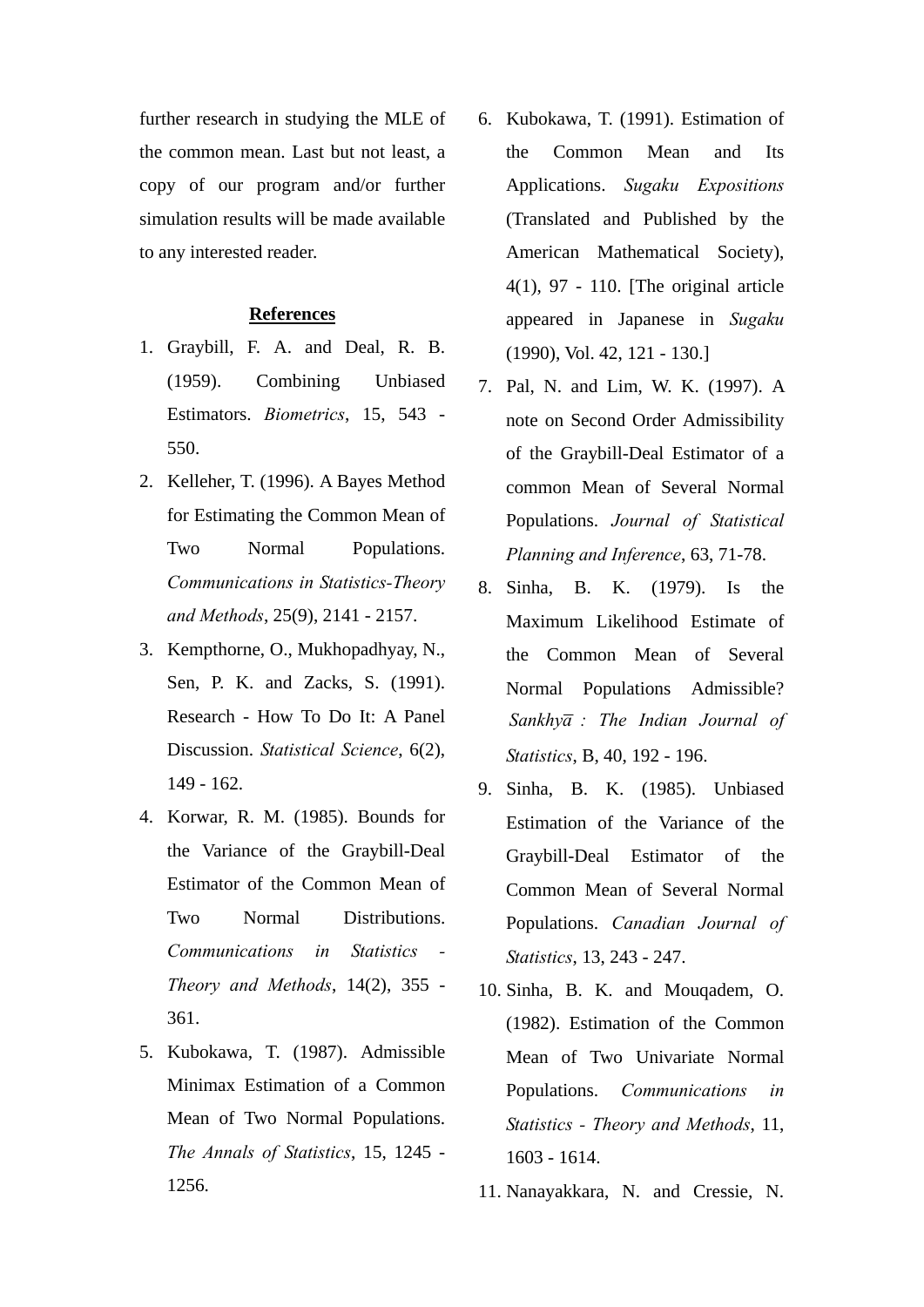further research in studying the MLE of the common mean. Last but not least, a copy of our program and/or further simulation results will be made available to any interested reader.

## References

1. Graybill, F. A. and Deal, R. B. (1959). Combining Unbiased Estimators. *Biometrics*, 15, 543 - 550.
2. Kelleher, T. (1996). A Bayes Method for Estimating the Common Mean of Two Normal Populations. *Communications in Statistics-Theory and Methods*, 25(9), 2141 - 2157.
3. Kempthorne, O., Mukhopadhyay, N., Sen, P. K. and Zacks, S. (1991). Research - How To Do It: A Panel Discussion. *Statistical Science*, 6(2), 149 - 162.
4. Korwar, R. M. (1985). Bounds for the Variance of the Graybill-Deal Estimator of the Common Mean of Two Normal Distributions. *Communications in Statistics - Theory and Methods*, 14(2), 355 - 361.
5. Kubokawa, T. (1987). Admissible Minimax Estimation of a Common Mean of Two Normal Populations. *The Annals of Statistics*, 15, 1245 - 1256.
6. Kubokawa, T. (1991). Estimation of the Common Mean and Its Applications. *Sugaku Expositions* (Translated and Published by the American Mathematical Society), 4(1), 97 - 110. [The original article appeared in Japanese in *Sugaku* (1990), Vol. 42, 121 - 130.]
7. Pal, N. and Lim, W. K. (1997). A note on Second Order Admissibility of the Graybill-Deal Estimator of a common Mean of Several Normal Populations. *Journal of Statistical Planning and Inference*, 63, 71-78.
8. Sinha, B. K. (1979). Is the Maximum Likelihood Estimate of the Common Mean of Several Normal Populations Admissible? *Sankhyā : The Indian Journal of Statistics*, B, 40, 192 - 196.
9. Sinha, B. K. (1985). Unbiased Estimation of the Variance of the Graybill-Deal Estimator of the Common Mean of Several Normal Populations. *Canadian Journal of Statistics*, 13, 243 - 247.
10. Sinha, B. K. and Mouqadem, O. (1982). Estimation of the Common Mean of Two Univariate Normal Populations. *Communications in Statistics - Theory and Methods*, 11, 1603 - 1614.
11. Nanayakkara, N. and Cressie, N.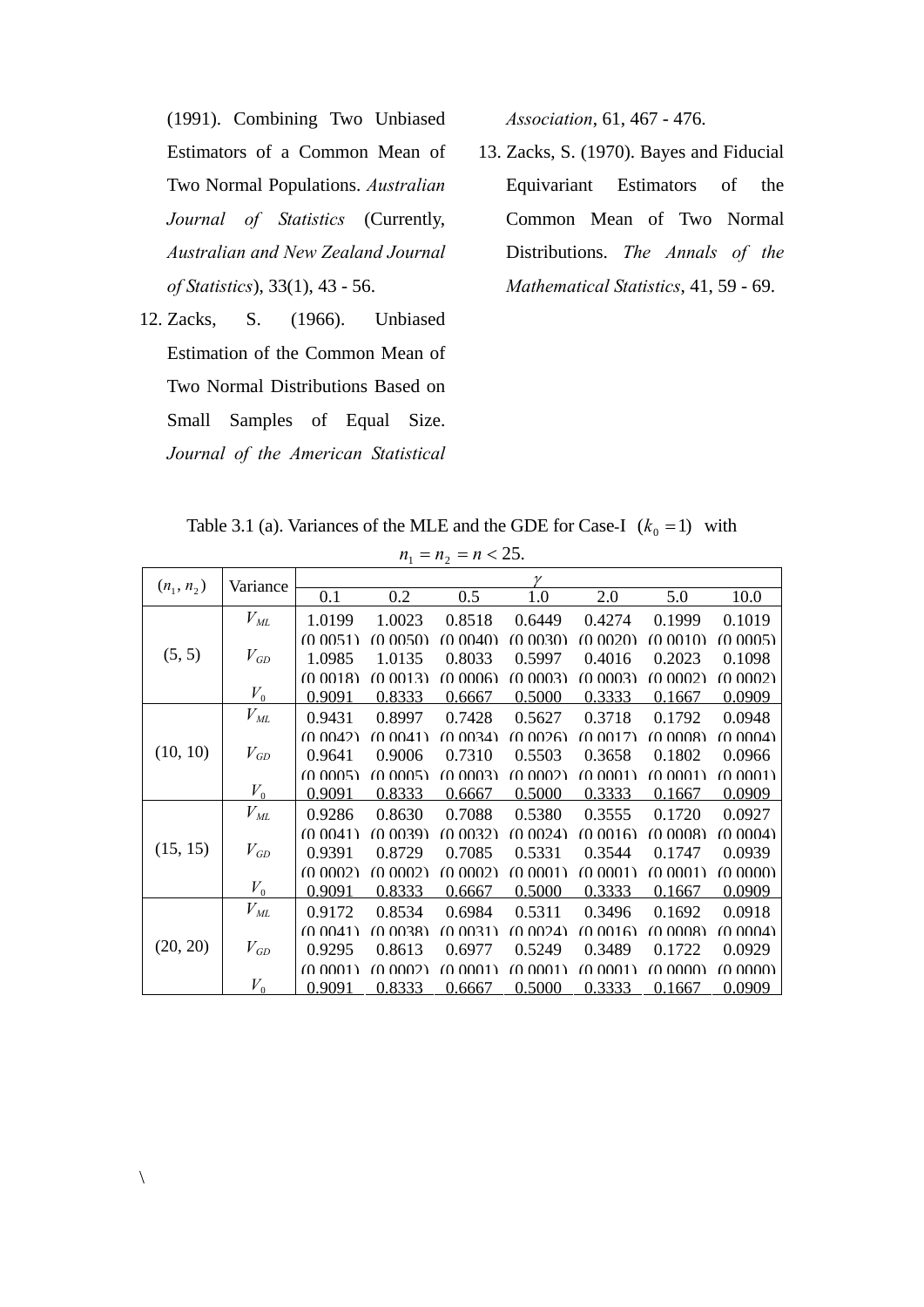(1991). Combining Two Unbiased Estimators of a Common Mean of Two Normal Populations. *Australian Journal of Statistics* (Currently, *Australian and New Zealand Journal of Statistics*), 33(1), 43 - 56.

12. Zacks, S. (1966). Unbiased Estimation of the Common Mean of Two Normal Distributions Based on Small Samples of Equal Size. *Journal of the American Statistical Association*, 61, 467 - 476.
13. Zacks, S. (1970). Bayes and Fiducial Equivariant Estimators of the Common Mean of Two Normal Distributions. *The Annals of the Mathematical Statistics*, 41, 59 - 69.

Table 3.1 (a). Variances of the MLE and the GDE for Case-I $(k_0 = 1)$ with $n_1 = n_2 = n < 25$.

| $(n_1, n_2)$ | Variance | $\gamma$ | | | | | | |
|---|---|---|---|---|---|---|---|---|
| | | 0.1 | 0.2 | 0.5 | 1.0 | 2.0 | 5.0 | 10.0 |
| (5, 5) | $V_{ML}$ | 1.0199 | 1.0023 | 0.8518 | 0.6449 | 0.4274 | 0.1999 | 0.1019 |
| | | (0.0051) | (0.0050) | (0.0040) | (0.0030) | (0.0020) | (0.0010) | (0.0005) |
| | $V_{GD}$ | 1.0985 | 1.0135 | 0.8033 | 0.5997 | 0.4016 | 0.2023 | 0.1098 |
| | | (0.0018) | (0.0013) | (0.0006) | (0.0003) | (0.0003) | (0.0002) | (0.0002) |
| | $V_0$ | 0.9091 | 0.8333 | 0.6667 | 0.5000 | 0.3333 | 0.1667 | 0.0909 |
| (10, 10) | $V_{ML}$ | 0.9431 | 0.8997 | 0.7428 | 0.5627 | 0.3718 | 0.1792 | 0.0948 |
| | | (0.0042) | (0.0041) | (0.0034) | (0.0026) | (0.0017) | (0.0008) | (0.0004) |
| | $V_{GD}$ | 0.9641 | 0.9006 | 0.7310 | 0.5503 | 0.3658 | 0.1802 | 0.0966 |
| | | (0.0005) | (0.0005) | (0.0003) | (0.0002) | (0.0001) | (0.0001) | (0.0001) |
| | $V_0$ | 0.9091 | 0.8333 | 0.6667 | 0.5000 | 0.3333 | 0.1667 | 0.0909 |
| (15, 15) | $V_{ML}$ | 0.9286 | 0.8630 | 0.7088 | 0.5380 | 0.3555 | 0.1720 | 0.0927 |
| | | (0.0041) | (0.0039) | (0.0032) | (0.0024) | (0.0016) | (0.0008) | (0.0004) |
| | $V_{GD}$ | 0.9391 | 0.8729 | 0.7085 | 0.5331 | 0.3544 | 0.1747 | 0.0939 |
| | | (0.0002) | (0.0002) | (0.0002) | (0.0001) | (0.0001) | (0.0001) | (0.0000) |
| | $V_0$ | 0.9091 | 0.8333 | 0.6667 | 0.5000 | 0.3333 | 0.1667 | 0.0909 |
| (20, 20) | $V_{ML}$ | 0.9172 | 0.8534 | 0.6984 | 0.5311 | 0.3496 | 0.1692 | 0.0918 |
| | | (0.0041) | (0.0038) | (0.0031) | (0.0024) | (0.0016) | (0.0008) | (0.0004) |
| | $V_{GD}$ | 0.9295 | 0.8613 | 0.6977 | 0.5249 | 0.3489 | 0.1722 | 0.0929 |
| | | (0.0001) | (0.0002) | (0.0001) | (0.0001) | (0.0001) | (0.0000) | (0.0000) |
| | $V_0$ | 0.9091 | 0.8333 | 0.6667 | 0.5000 | 0.3333 | 0.1667 | 0.0909 |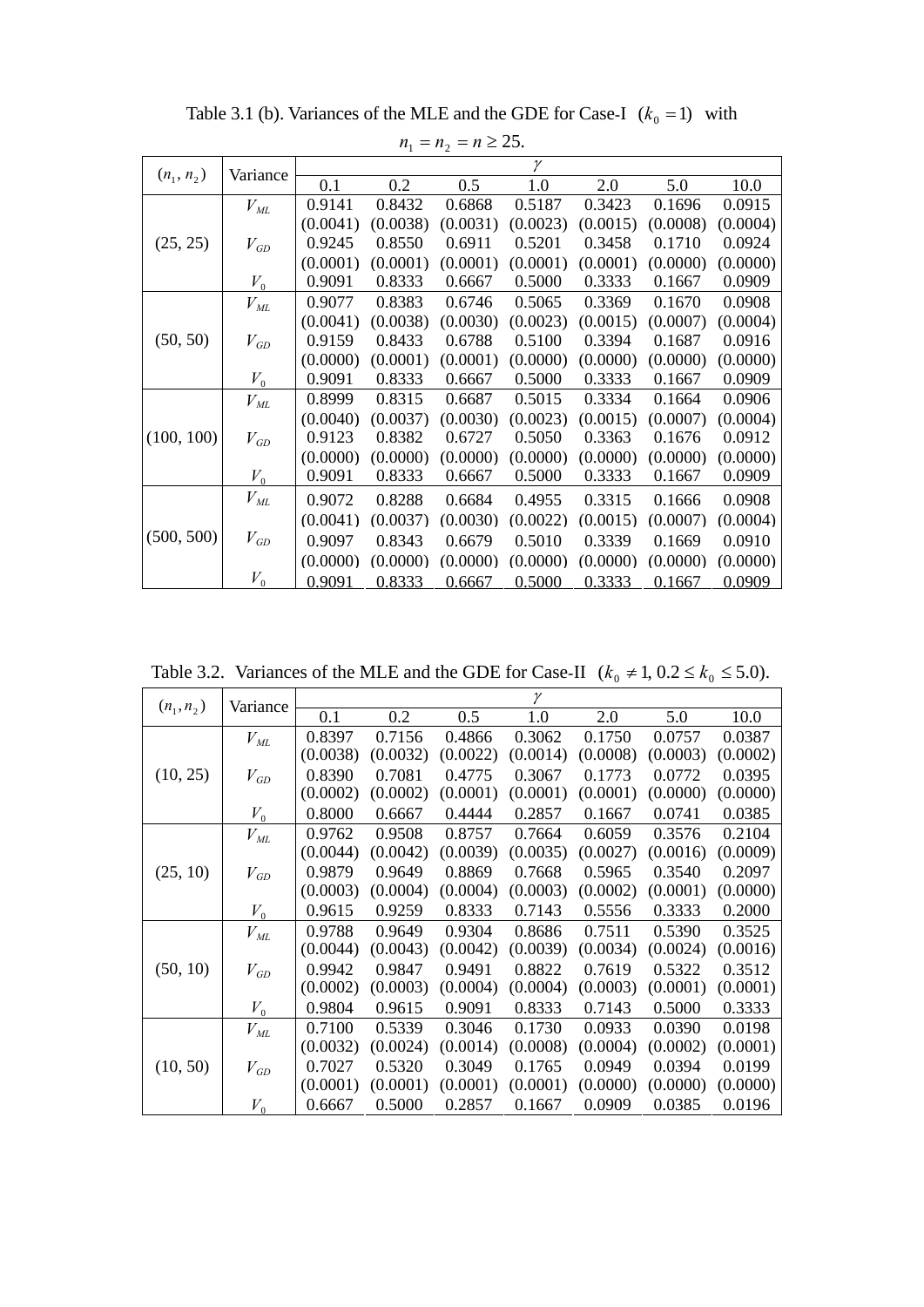Table 3.1 (b). Variances of the MLE and the GDE for Case-I $(k_0 = 1)$ with $n_1 = n_2 = n \geq 25$.

| $(n_1, n_2)$ | Variance | $\gamma$ | | | | | | |
|---|---|---|---|---|---|---|---|---|
| | | 0.1 | 0.2 | 0.5 | 1.0 | 2.0 | 5.0 | 10.0 |
| (25, 25) | $V_{ML}$ | 0.9141 | 0.8432 | 0.6868 | 0.5187 | 0.3423 | 0.1696 | 0.0915 |
| | | (0.0041) | (0.0038) | (0.0031) | (0.0023) | (0.0015) | (0.0008) | (0.0004) |
| | $V_{GD}$ | 0.9245 | 0.8550 | 0.6911 | 0.5201 | 0.3458 | 0.1710 | 0.0924 |
| | | (0.0001) | (0.0001) | (0.0001) | (0.0001) | (0.0001) | (0.0000) | (0.0000) |
| | $V_0$ | 0.9091 | 0.8333 | 0.6667 | 0.5000 | 0.3333 | 0.1667 | 0.0909 |
| (50, 50) | $V_{ML}$ | 0.9077 | 0.8383 | 0.6746 | 0.5065 | 0.3369 | 0.1670 | 0.0908 |
| | | (0.0041) | (0.0038) | (0.0030) | (0.0023) | (0.0015) | (0.0007) | (0.0004) |
| | $V_{GD}$ | 0.9159 | 0.8433 | 0.6788 | 0.5100 | 0.3394 | 0.1687 | 0.0916 |
| | | (0.0000) | (0.0001) | (0.0001) | (0.0000) | (0.0000) | (0.0000) | (0.0000) |
| | $V_0$ | 0.9091 | 0.8333 | 0.6667 | 0.5000 | 0.3333 | 0.1667 | 0.0909 |
| (100, 100) | $V_{ML}$ | 0.8999 | 0.8315 | 0.6687 | 0.5015 | 0.3334 | 0.1664 | 0.0906 |
| | | (0.0040) | (0.0037) | (0.0030) | (0.0023) | (0.0015) | (0.0007) | (0.0004) |
| | $V_{GD}$ | 0.9123 | 0.8382 | 0.6727 | 0.5050 | 0.3363 | 0.1676 | 0.0912 |
| | | (0.0000) | (0.0000) | (0.0000) | (0.0000) | (0.0000) | (0.0000) | (0.0000) |
| | $V_0$ | 0.9091 | 0.8333 | 0.6667 | 0.5000 | 0.3333 | 0.1667 | 0.0909 |
| (500, 500) | $V_{ML}$ | 0.9072 | 0.8288 | 0.6684 | 0.4955 | 0.3315 | 0.1666 | 0.0908 |
| | | (0.0041) | (0.0037) | (0.0030) | (0.0022) | (0.0015) | (0.0007) | (0.0004) |
| | $V_{GD}$ | 0.9097 | 0.8343 | 0.6679 | 0.5010 | 0.3339 | 0.1669 | 0.0910 |
| | | (0.0000) | (0.0000) | (0.0000) | (0.0000) | (0.0000) | (0.0000) | (0.0000) |
| | $V_0$ | 0.9091 | 0.8333 | 0.6667 | 0.5000 | 0.3333 | 0.1667 | 0.0909 |

Table 3.2. Variances of the MLE and the GDE for Case-II $(k_0 \neq 1, 0.2 \leq k_0 \leq 5.0)$.

| $(n_1, n_2)$ | Variance | $\gamma$ | | | | | | |
|---|---|---|---|---|---|---|---|---|
| | | 0.1 | 0.2 | 0.5 | 1.0 | 2.0 | 5.0 | 10.0 |
| (10, 25) | $V_{ML}$ | 0.8397 | 0.7156 | 0.4866 | 0.3062 | 0.1750 | 0.0757 | 0.0387 |
| | | (0.0038) | (0.0032) | (0.0022) | (0.0014) | (0.0008) | (0.0003) | (0.0002) |
| | $V_{GD}$ | 0.8390 | 0.7081 | 0.4775 | 0.3067 | 0.1773 | 0.0772 | 0.0395 |
| | | (0.0002) | (0.0002) | (0.0001) | (0.0001) | (0.0001) | (0.0000) | (0.0000) |
| | $V_0$ | 0.8000 | 0.6667 | 0.4444 | 0.2857 | 0.1667 | 0.0741 | 0.0385 |
| (25, 10) | $V_{ML}$ | 0.9762 | 0.9508 | 0.8757 | 0.7664 | 0.6059 | 0.3576 | 0.2104 |
| | | (0.0044) | (0.0042) | (0.0039) | (0.0035) | (0.0027) | (0.0016) | (0.0009) |
| | $V_{GD}$ | 0.9879 | 0.9649 | 0.8869 | 0.7668 | 0.5965 | 0.3540 | 0.2097 |
| | | (0.0003) | (0.0004) | (0.0004) | (0.0003) | (0.0002) | (0.0001) | (0.0000) |
| | $V_0$ | 0.9615 | 0.9259 | 0.8333 | 0.7143 | 0.5556 | 0.3333 | 0.2000 |
| (50, 10) | $V_{ML}$ | 0.9788 | 0.9649 | 0.9304 | 0.8686 | 0.7511 | 0.5390 | 0.3525 |
| | | (0.0044) | (0.0043) | (0.0042) | (0.0039) | (0.0034) | (0.0024) | (0.0016) |
| | $V_{GD}$ | 0.9942 | 0.9847 | 0.9491 | 0.8822 | 0.7619 | 0.5322 | 0.3512 |
| | | (0.0002) | (0.0003) | (0.0004) | (0.0004) | (0.0003) | (0.0001) | (0.0001) |
| | $V_0$ | 0.9804 | 0.9615 | 0.9091 | 0.8333 | 0.7143 | 0.5000 | 0.3333 |
| (10, 50) | $V_{ML}$ | 0.7100 | 0.5339 | 0.3046 | 0.1730 | 0.0933 | 0.0390 | 0.0198 |
| | | (0.0032) | (0.0024) | (0.0014) | (0.0008) | (0.0004) | (0.0002) | (0.0001) |
| | $V_{GD}$ | 0.7027 | 0.5320 | 0.3049 | 0.1765 | 0.0949 | 0.0394 | 0.0199 |
| | | (0.0001) | (0.0001) | (0.0001) | (0.0001) | (0.0000) | (0.0000) | (0.0000) |
| | $V_0$ | 0.6667 | 0.5000 | 0.2857 | 0.1667 | 0.0909 | 0.0385 | 0.0196 |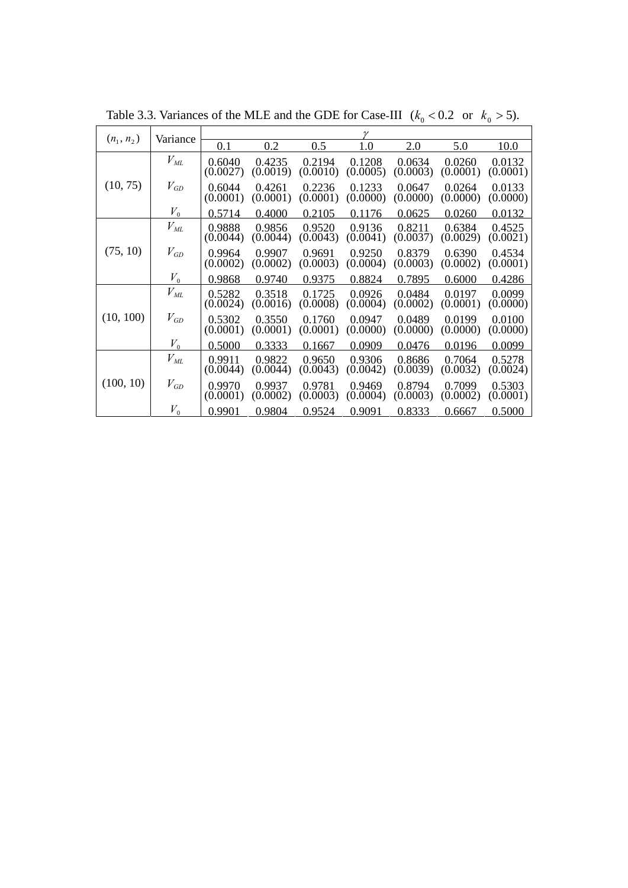Table 3.3. Variances of the MLE and the GDE for Case-III ($k_0 < 0.2$ or $k_0 > 5$).

| $(n_1, n_2)$ | Variance | $\gamma$ | | | | | | |
|---|---|---|---|---|---|---|---|---|
| | | 0.1 | 0.2 | 0.5 | 1.0 | 2.0 | 5.0 | 10.0 |
| (10, 75) | $V_{ML}$ | 0.6040 (0.0027) | 0.4235 (0.0019) | 0.2194 (0.0010) | 0.1208 (0.0005) | 0.0634 (0.0003) | 0.0260 (0.0001) | 0.0132 (0.0001) |
| | $V_{GD}$ | 0.6044 (0.0001) | 0.4261 (0.0001) | 0.2236 (0.0001) | 0.1233 (0.0000) | 0.0647 (0.0000) | 0.0264 (0.0000) | 0.0133 (0.0000) |
| | $V_0$ | 0.5714 | 0.4000 | 0.2105 | 0.1176 | 0.0625 | 0.0260 | 0.0132 |
| (75, 10) | $V_{ML}$ | 0.9888 (0.0044) | 0.9856 (0.0044) | 0.9520 (0.0043) | 0.9136 (0.0041) | 0.8211 (0.0037) | 0.6384 (0.0029) | 0.4525 (0.0021) |
| | $V_{GD}$ | 0.9964 (0.0002) | 0.9907 (0.0002) | 0.9691 (0.0003) | 0.9250 (0.0004) | 0.8379 (0.0003) | 0.6390 (0.0002) | 0.4534 (0.0001) |
| | $V_0$ | 0.9868 | 0.9740 | 0.9375 | 0.8824 | 0.7895 | 0.6000 | 0.4286 |
| (10, 100) | $V_{ML}$ | 0.5282 (0.0024) | 0.3518 (0.0016) | 0.1725 (0.0008) | 0.0926 (0.0004) | 0.0484 (0.0002) | 0.0197 (0.0001) | 0.0099 (0.0000) |
| | $V_{GD}$ | 0.5302 (0.0001) | 0.3550 (0.0001) | 0.1760 (0.0001) | 0.0947 (0.0000) | 0.0489 (0.0000) | 0.0199 (0.0000) | 0.0100 (0.0000) |
| | $V_0$ | 0.5000 | 0.3333 | 0.1667 | 0.0909 | 0.0476 | 0.0196 | 0.0099 |
| (100, 10) | $V_{ML}$ | 0.9911 (0.0044) | 0.9822 (0.0044) | 0.9650 (0.0043) | 0.9306 (0.0042) | 0.8686 (0.0039) | 0.7064 (0.0032) | 0.5278 (0.0024) |
| | $V_{GD}$ | 0.9970 (0.0001) | 0.9937 (0.0002) | 0.9781 (0.0003) | 0.9469 (0.0004) | 0.8794 (0.0003) | 0.7099 (0.0002) | 0.5303 (0.0001) |
| | $V_0$ | 0.9901 | 0.9804 | 0.9524 | 0.9091 | 0.8333 | 0.6667 | 0.5000 |